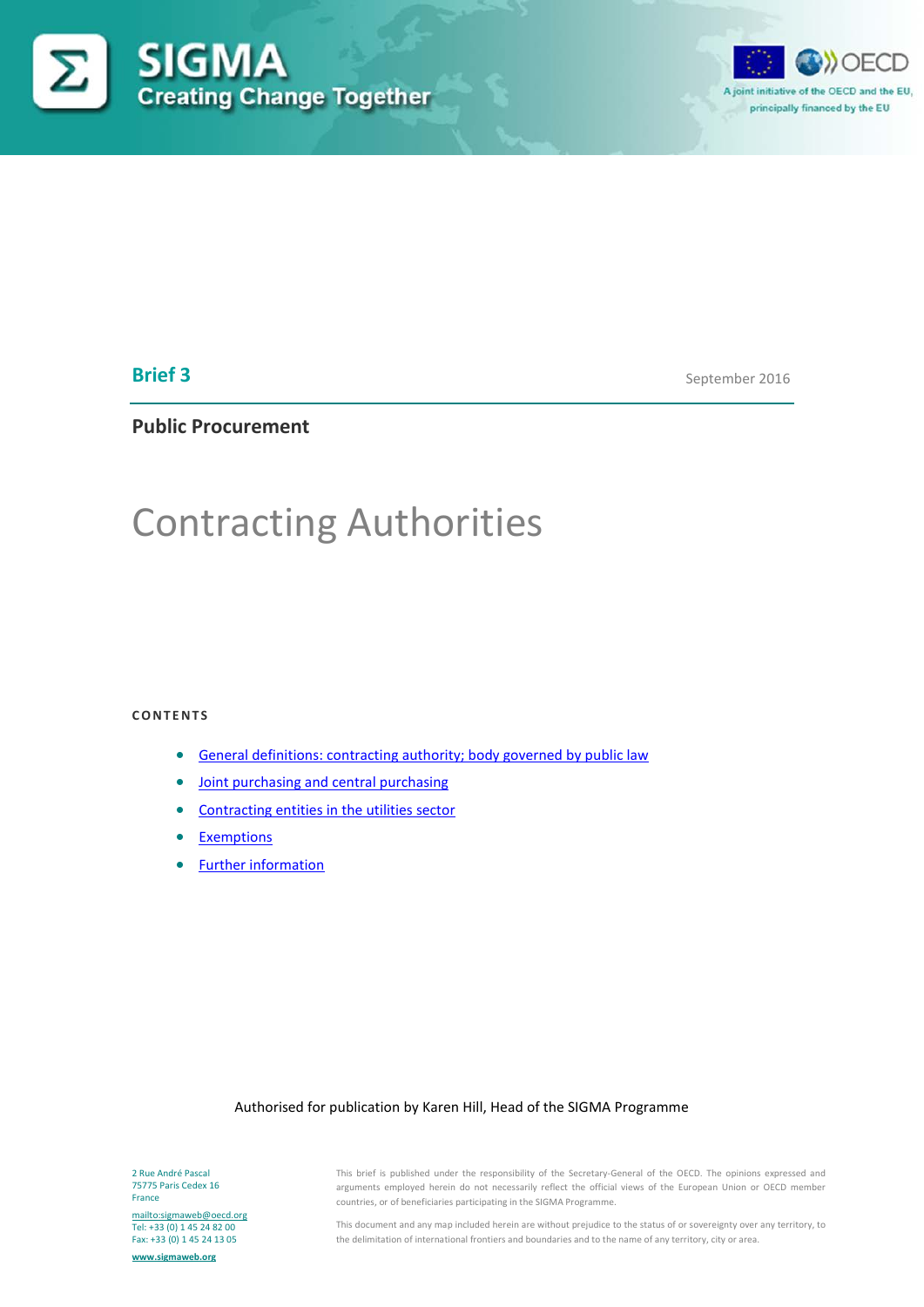**SIGMA**
**Creating Change Together**

A joint initiative of the OECD and the EU, principally financed by the EU

**Brief 3** September 2016

**Public Procurement**

# Contracting Authorities

**CONTENTS**

- General definitions: contracting authority; body governed by public law
- Joint purchasing and central purchasing
- Contracting entities in the utilities sector
- Exemptions
- Further information

Authorised for publication by Karen Hill, Head of the SIGMA Programme

2 Rue André Pascal
75775 Paris Cedex 16
France
mailto:sigmaweb@oecd.org
Tel: +33 (0) 1 45 24 82 00
Fax: +33 (0) 1 45 24 13 05
www.sigmaweb.org

This brief is published under the responsibility of the Secretary-General of the OECD. The opinions expressed and arguments employed herein do not necessarily reflect the official views of the European Union or OECD member countries, or of beneficiaries participating in the SIGMA Programme.

This document and any map included herein are without prejudice to the status of or sovereignty over any territory, to the delimitation of international frontiers and boundaries and to the name of any territory, city or area.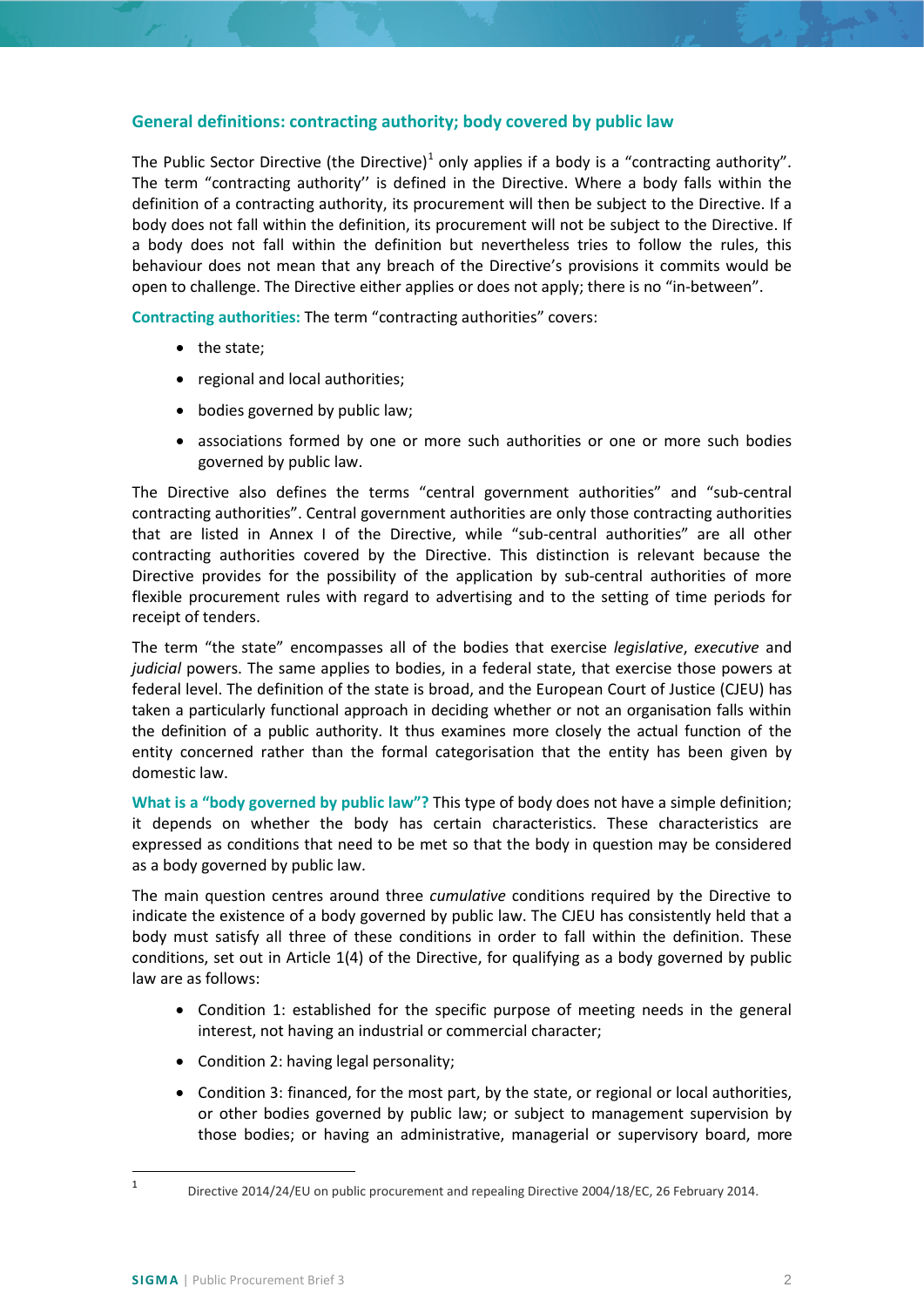## General definitions: contracting authority; body covered by public law

The Public Sector Directive (the Directive)[1] only applies if a body is a "contracting authority". The term "contracting authority'' is defined in the Directive. Where a body falls within the definition of a contracting authority, its procurement will then be subject to the Directive. If a body does not fall within the definition, its procurement will not be subject to the Directive. If a body does not fall within the definition but nevertheless tries to follow the rules, this behaviour does not mean that any breach of the Directive's provisions it commits would be open to challenge. The Directive either applies or does not apply; there is no "in-between".

**Contracting authorities:** The term "contracting authorities" covers:

- the state;
- regional and local authorities;
- bodies governed by public law;
- associations formed by one or more such authorities or one or more such bodies governed by public law.

The Directive also defines the terms "central government authorities" and "sub-central contracting authorities". Central government authorities are only those contracting authorities that are listed in Annex I of the Directive, while "sub-central authorities" are all other contracting authorities covered by the Directive. This distinction is relevant because the Directive provides for the possibility of the application by sub-central authorities of more flexible procurement rules with regard to advertising and to the setting of time periods for receipt of tenders.

The term "the state" encompasses all of the bodies that exercise *legislative*, *executive* and *judicial* powers. The same applies to bodies, in a federal state, that exercise those powers at federal level. The definition of the state is broad, and the European Court of Justice (CJEU) has taken a particularly functional approach in deciding whether or not an organisation falls within the definition of a public authority. It thus examines more closely the actual function of the entity concerned rather than the formal categorisation that the entity has been given by domestic law.

**What is a "body governed by public law"?** This type of body does not have a simple definition; it depends on whether the body has certain characteristics. These characteristics are expressed as conditions that need to be met so that the body in question may be considered as a body governed by public law.

The main question centres around three *cumulative* conditions required by the Directive to indicate the existence of a body governed by public law. The CJEU has consistently held that a body must satisfy all three of these conditions in order to fall within the definition. These conditions, set out in Article 1(4) of the Directive, for qualifying as a body governed by public law are as follows:

- Condition 1: established for the specific purpose of meeting needs in the general interest, not having an industrial or commercial character;
- Condition 2: having legal personality;
- Condition 3: financed, for the most part, by the state, or regional or local authorities, or other bodies governed by public law; or subject to management supervision by those bodies; or having an administrative, managerial or supervisory board, more

[1] Directive 2014/24/EU on public procurement and repealing Directive 2004/18/EC, 26 February 2014.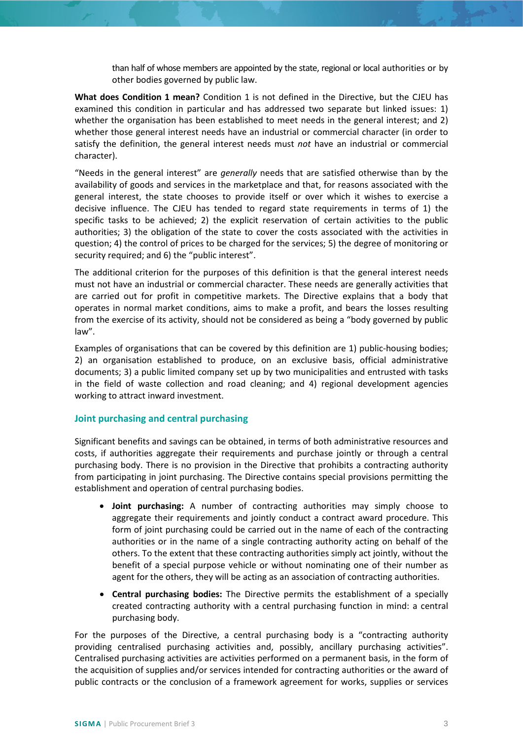than half of whose members are appointed by the state, regional or local authorities or by other bodies governed by public law.

**What does Condition 1 mean?** Condition 1 is not defined in the Directive, but the CJEU has examined this condition in particular and has addressed two separate but linked issues: 1) whether the organisation has been established to meet needs in the general interest; and 2) whether those general interest needs have an industrial or commercial character (in order to satisfy the definition, the general interest needs must *not* have an industrial or commercial character).

"Needs in the general interest" are *generally* needs that are satisfied otherwise than by the availability of goods and services in the marketplace and that, for reasons associated with the general interest, the state chooses to provide itself or over which it wishes to exercise a decisive influence. The CJEU has tended to regard state requirements in terms of 1) the specific tasks to be achieved; 2) the explicit reservation of certain activities to the public authorities; 3) the obligation of the state to cover the costs associated with the activities in question; 4) the control of prices to be charged for the services; 5) the degree of monitoring or security required; and 6) the "public interest".

The additional criterion for the purposes of this definition is that the general interest needs must not have an industrial or commercial character. These needs are generally activities that are carried out for profit in competitive markets. The Directive explains that a body that operates in normal market conditions, aims to make a profit, and bears the losses resulting from the exercise of its activity, should not be considered as being a "body governed by public law".

Examples of organisations that can be covered by this definition are 1) public-housing bodies; 2) an organisation established to produce, on an exclusive basis, official administrative documents; 3) a public limited company set up by two municipalities and entrusted with tasks in the field of waste collection and road cleaning; and 4) regional development agencies working to attract inward investment.

### Joint purchasing and central purchasing

Significant benefits and savings can be obtained, in terms of both administrative resources and costs, if authorities aggregate their requirements and purchase jointly or through a central purchasing body. There is no provision in the Directive that prohibits a contracting authority from participating in joint purchasing. The Directive contains special provisions permitting the establishment and operation of central purchasing bodies.

- **Joint purchasing:** A number of contracting authorities may simply choose to aggregate their requirements and jointly conduct a contract award procedure. This form of joint purchasing could be carried out in the name of each of the contracting authorities or in the name of a single contracting authority acting on behalf of the others. To the extent that these contracting authorities simply act jointly, without the benefit of a special purpose vehicle or without nominating one of their number as agent for the others, they will be acting as an association of contracting authorities.
- **Central purchasing bodies:** The Directive permits the establishment of a specially created contracting authority with a central purchasing function in mind: a central purchasing body.

For the purposes of the Directive, a central purchasing body is a "contracting authority providing centralised purchasing activities and, possibly, ancillary purchasing activities". Centralised purchasing activities are activities performed on a permanent basis, in the form of the acquisition of supplies and/or services intended for contracting authorities or the award of public contracts or the conclusion of a framework agreement for works, supplies or services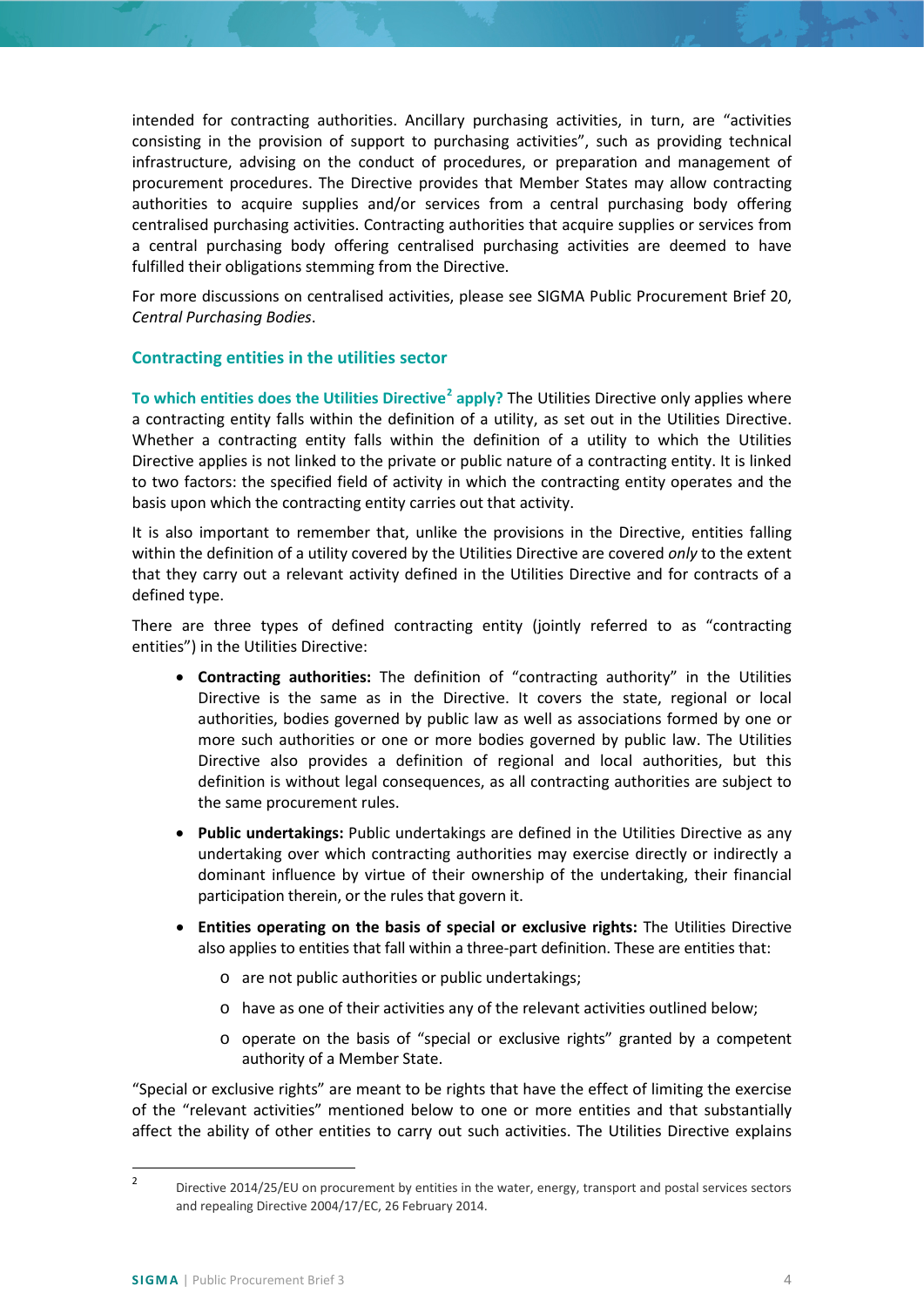intended for contracting authorities. Ancillary purchasing activities, in turn, are "activities consisting in the provision of support to purchasing activities", such as providing technical infrastructure, advising on the conduct of procedures, or preparation and management of procurement procedures. The Directive provides that Member States may allow contracting authorities to acquire supplies and/or services from a central purchasing body offering centralised purchasing activities. Contracting authorities that acquire supplies or services from a central purchasing body offering centralised purchasing activities are deemed to have fulfilled their obligations stemming from the Directive.

For more discussions on centralised activities, please see SIGMA Public Procurement Brief 20, *Central Purchasing Bodies*.

### Contracting entities in the utilities sector

**To which entities does the Utilities Directive[2] apply?** The Utilities Directive only applies where a contracting entity falls within the definition of a utility, as set out in the Utilities Directive. Whether a contracting entity falls within the definition of a utility to which the Utilities Directive applies is not linked to the private or public nature of a contracting entity. It is linked to two factors: the specified field of activity in which the contracting entity operates and the basis upon which the contracting entity carries out that activity.

It is also important to remember that, unlike the provisions in the Directive, entities falling within the definition of a utility covered by the Utilities Directive are covered *only* to the extent that they carry out a relevant activity defined in the Utilities Directive and for contracts of a defined type.

There are three types of defined contracting entity (jointly referred to as "contracting entities") in the Utilities Directive:

- **Contracting authorities:** The definition of "contracting authority" in the Utilities Directive is the same as in the Directive. It covers the state, regional or local authorities, bodies governed by public law as well as associations formed by one or more such authorities or one or more bodies governed by public law. The Utilities Directive also provides a definition of regional and local authorities, but this definition is without legal consequences, as all contracting authorities are subject to the same procurement rules.
- **Public undertakings:** Public undertakings are defined in the Utilities Directive as any undertaking over which contracting authorities may exercise directly or indirectly a dominant influence by virtue of their ownership of the undertaking, their financial participation therein, or the rules that govern it.
- **Entities operating on the basis of special or exclusive rights:** The Utilities Directive also applies to entities that fall within a three-part definition. These are entities that:
  - are not public authorities or public undertakings;
  - have as one of their activities any of the relevant activities outlined below;
  - operate on the basis of "special or exclusive rights" granted by a competent authority of a Member State.

"Special or exclusive rights" are meant to be rights that have the effect of limiting the exercise of the "relevant activities" mentioned below to one or more entities and that substantially affect the ability of other entities to carry out such activities. The Utilities Directive explains

---

[2] Directive 2014/25/EU on procurement by entities in the water, energy, transport and postal services sectors and repealing Directive 2004/17/EC, 26 February 2014.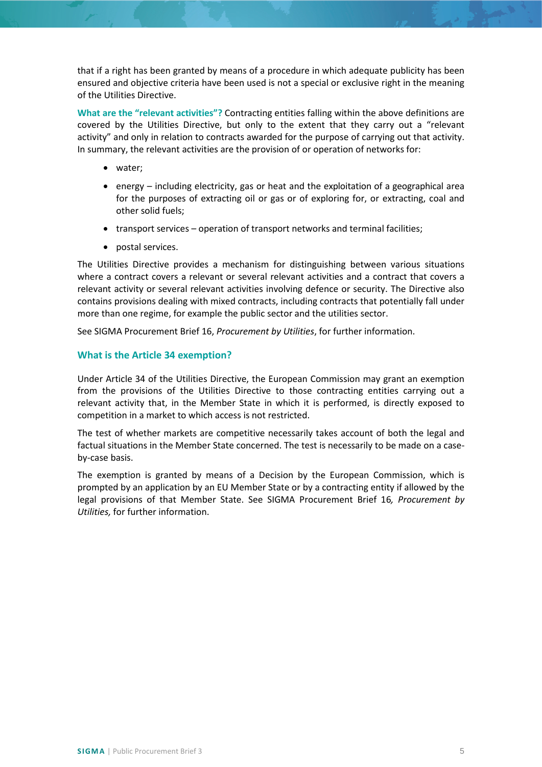that if a right has been granted by means of a procedure in which adequate publicity has been ensured and objective criteria have been used is not a special or exclusive right in the meaning of the Utilities Directive.

**What are the "relevant activities"?** Contracting entities falling within the above definitions are covered by the Utilities Directive, but only to the extent that they carry out a "relevant activity" and only in relation to contracts awarded for the purpose of carrying out that activity. In summary, the relevant activities are the provision of or operation of networks for:

- water;
- energy – including electricity, gas or heat and the exploitation of a geographical area for the purposes of extracting oil or gas or of exploring for, or extracting, coal and other solid fuels;
- transport services – operation of transport networks and terminal facilities;
- postal services.

The Utilities Directive provides a mechanism for distinguishing between various situations where a contract covers a relevant or several relevant activities and a contract that covers a relevant activity or several relevant activities involving defence or security. The Directive also contains provisions dealing with mixed contracts, including contracts that potentially fall under more than one regime, for example the public sector and the utilities sector.

See SIGMA Procurement Brief 16, *Procurement by Utilities*, for further information.

### What is the Article 34 exemption?

Under Article 34 of the Utilities Directive, the European Commission may grant an exemption from the provisions of the Utilities Directive to those contracting entities carrying out a relevant activity that, in the Member State in which it is performed, is directly exposed to competition in a market to which access is not restricted.

The test of whether markets are competitive necessarily takes account of both the legal and factual situations in the Member State concerned. The test is necessarily to be made on a case-by-case basis.

The exemption is granted by means of a Decision by the European Commission, which is prompted by an application by an EU Member State or by a contracting entity if allowed by the legal provisions of that Member State. See SIGMA Procurement Brief 16*, Procurement by Utilities,* for further information.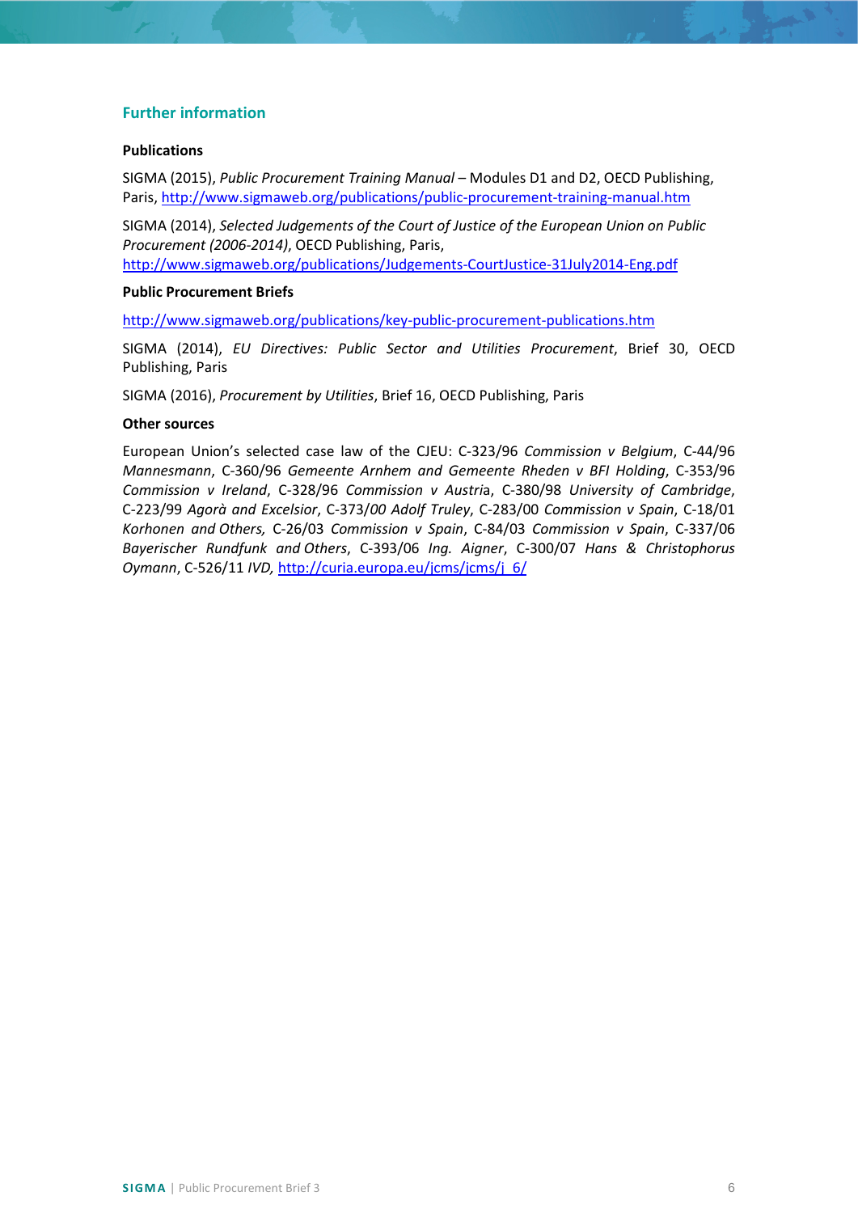## Further information

### Publications

SIGMA (2015), *Public Procurement Training Manual* – Modules D1 and D2, OECD Publishing, Paris, http://www.sigmaweb.org/publications/public-procurement-training-manual.htm

SIGMA (2014), *Selected Judgements of the Court of Justice of the European Union on Public Procurement (2006-2014)*, OECD Publishing, Paris, http://www.sigmaweb.org/publications/Judgements-CourtJustice-31July2014-Eng.pdf

### Public Procurement Briefs

http://www.sigmaweb.org/publications/key-public-procurement-publications.htm

SIGMA (2014), *EU Directives: Public Sector and Utilities Procurement*, Brief 30, OECD Publishing, Paris

SIGMA (2016), *Procurement by Utilities*, Brief 16, OECD Publishing, Paris

### Other sources

European Union's selected case law of the CJEU: C-323/96 *Commission v Belgium*, C-44/96 *Mannesmann*, C-360/96 *Gemeente Arnhem and Gemeente Rheden v BFI Holding*, C-353/96 *Commission v Ireland*, C-328/96 *Commission v Austri*a, C-380/98 *University of Cambridge*, C-223/99 *Agorà and Excelsior*, C-373/*00 Adolf Truley*, C-283/00 *Commission v Spain*, C-18/01 *Korhonen and Others,* C-26/03 *Commission v Spain*, C-84/03 *Commission v Spain*, C-337/06 *Bayerischer Rundfunk and Others*, C-393/06 *Ing. Aigner*, C-300/07 *Hans & Christophorus Oymann*, C-526/11 *IVD,* http://curia.europa.eu/jcms/jcms/j_6/